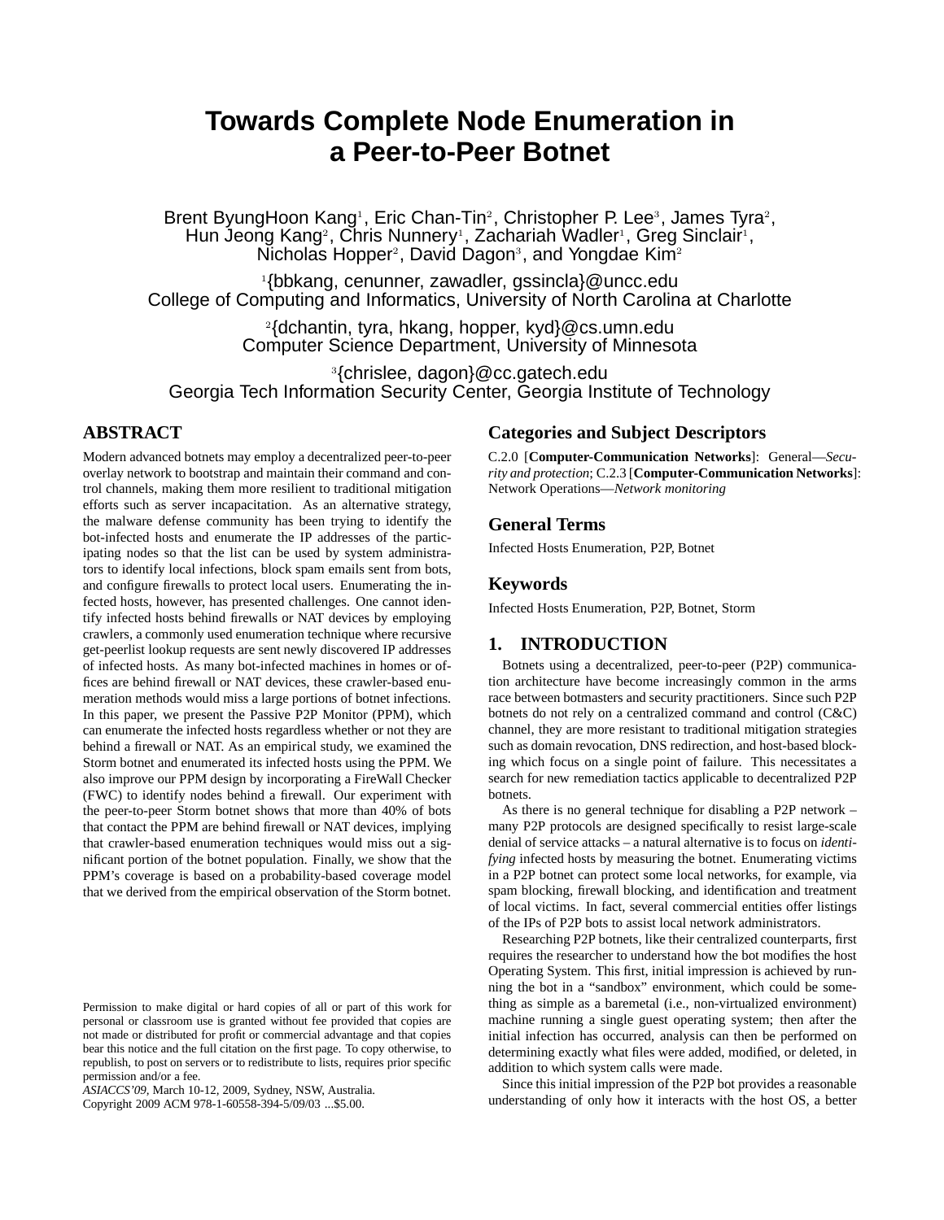# Towards Complete Node Enumeration in a Peer-to-Peer Botnet

Brent ByungHoon Kang[1], Eric Chan-Tin[2], Christopher P. Lee[3], James Tyra[2], Hun Jeong Kang[2], Chris Nunnery[1], Zachariah Wadler[1], Greg Sinclair[1], Nicholas Hopper[2], David Dagon[3], and Yongdae Kim[2]

[1]{bbkang, cenunner, zawadler, gssincla}@uncc.edu
College of Computing and Informatics, University of North Carolina at Charlotte

[2]{dchantin, tyra, hkang, hopper, kyd}@cs.umn.edu
Computer Science Department, University of Minnesota

[3]{chrislee, dagon}@cc.gatech.edu
Georgia Tech Information Security Center, Georgia Institute of Technology

## ABSTRACT

Modern advanced botnets may employ a decentralized peer-to-peer overlay network to bootstrap and maintain their command and control channels, making them more resilient to traditional mitigation efforts such as server incapacitation. As an alternative strategy, the malware defense community has been trying to identify the bot-infected hosts and enumerate the IP addresses of the participating nodes so that the list can be used by system administrators to identify local infections, block spam emails sent from bots, and configure firewalls to protect local users. Enumerating the infected hosts, however, has presented challenges. One cannot identify infected hosts behind firewalls or NAT devices by employing crawlers, a commonly used enumeration technique where recursive get-peerlist lookup requests are sent newly discovered IP addresses of infected hosts. As many bot-infected machines in homes or offices are behind firewall or NAT devices, these crawler-based enumeration methods would miss a large portions of botnet infections. In this paper, we present the Passive P2P Monitor (PPM), which can enumerate the infected hosts regardless whether or not they are behind a firewall or NAT. As an empirical study, we examined the Storm botnet and enumerated its infected hosts using the PPM. We also improve our PPM design by incorporating a FireWall Checker (FWC) to identify nodes behind a firewall. Our experiment with the peer-to-peer Storm botnet shows that more than 40% of bots that contact the PPM are behind firewall or NAT devices, implying that crawler-based enumeration techniques would miss out a significant portion of the botnet population. Finally, we show that the PPM's coverage is based on a probability-based coverage model that we derived from the empirical observation of the Storm botnet.

Permission to make digital or hard copies of all or part of this work for personal or classroom use is granted without fee provided that copies are not made or distributed for profit or commercial advantage and that copies bear this notice and the full citation on the first page. To copy otherwise, to republish, to post on servers or to redistribute to lists, requires prior specific permission and/or a fee.
*ASIACCS'09*, March 10-12, 2009, Sydney, NSW, Australia.
Copyright 2009 ACM 978-1-60558-394-5/09/03 ...$5.00.

## Categories and Subject Descriptors

C.2.0 [**Computer-Communication Networks**]: General—*Security and protection*; C.2.3 [**Computer-Communication Networks**]: Network Operations—*Network monitoring*

## General Terms

Infected Hosts Enumeration, P2P, Botnet

## Keywords

Infected Hosts Enumeration, P2P, Botnet, Storm

## 1. INTRODUCTION

Botnets using a decentralized, peer-to-peer (P2P) communication architecture have become increasingly common in the arms race between botmasters and security practitioners. Since such P2P botnets do not rely on a centralized command and control (C&C) channel, they are more resistant to traditional mitigation strategies such as domain revocation, DNS redirection, and host-based blocking which focus on a single point of failure. This necessitates a search for new remediation tactics applicable to decentralized P2P botnets.

As there is no general technique for disabling a P2P network – many P2P protocols are designed specifically to resist large-scale denial of service attacks – a natural alternative is to focus on *identifying* infected hosts by measuring the botnet. Enumerating victims in a P2P botnet can protect some local networks, for example, via spam blocking, firewall blocking, and identification and treatment of local victims. In fact, several commercial entities offer listings of the IPs of P2P bots to assist local network administrators.

Researching P2P botnets, like their centralized counterparts, first requires the researcher to understand how the bot modifies the host Operating System. This first, initial impression is achieved by running the bot in a "sandbox" environment, which could be something as simple as a baremetal (i.e., non-virtualized environment) machine running a single guest operating system; then after the initial infection has occurred, analysis can then be performed on determining exactly what files were added, modified, or deleted, in addition to which system calls were made.

Since this initial impression of the P2P bot provides a reasonable understanding of only how it interacts with the host OS, a better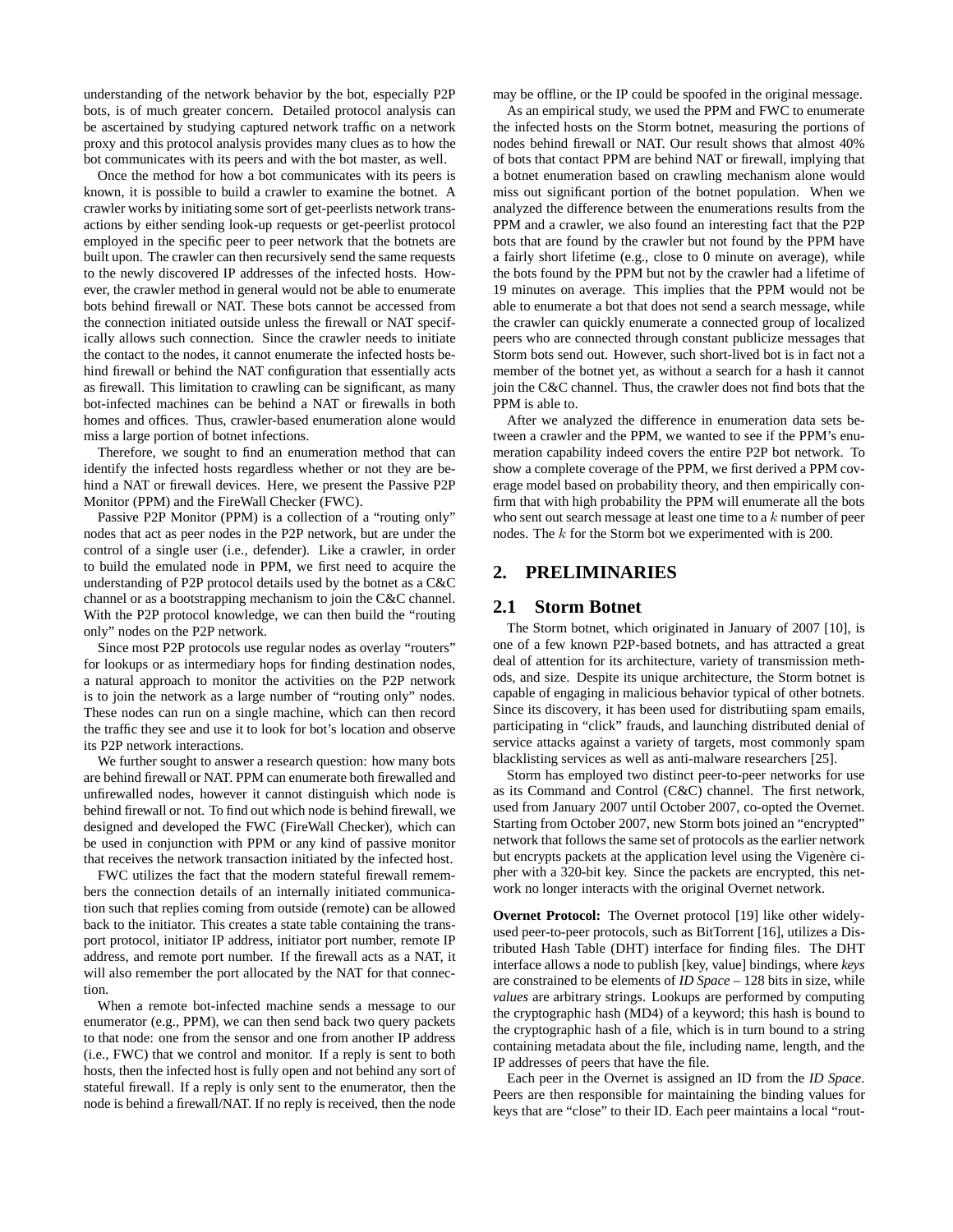understanding of the network behavior by the bot, especially P2P bots, is of much greater concern. Detailed protocol analysis can be ascertained by studying captured network traffic on a network proxy and this protocol analysis provides many clues as to how the bot communicates with its peers and with the bot master, as well.

Once the method for how a bot communicates with its peers is known, it is possible to build a crawler to examine the botnet. A crawler works by initiating some sort of get-peerlists network transactions by either sending look-up requests or get-peerlist protocol employed in the specific peer to peer network that the botnets are built upon. The crawler can then recursively send the same requests to the newly discovered IP addresses of the infected hosts. However, the crawler method in general would not be able to enumerate bots behind firewall or NAT. These bots cannot be accessed from the connection initiated outside unless the firewall or NAT specifically allows such connection. Since the crawler needs to initiate the contact to the nodes, it cannot enumerate the infected hosts behind firewall or behind the NAT configuration that essentially acts as firewall. This limitation to crawling can be significant, as many bot-infected machines can be behind a NAT or firewalls in both homes and offices. Thus, crawler-based enumeration alone would miss a large portion of botnet infections.

Therefore, we sought to find an enumeration method that can identify the infected hosts regardless whether or not they are behind a NAT or firewall devices. Here, we present the Passive P2P Monitor (PPM) and the FireWall Checker (FWC).

Passive P2P Monitor (PPM) is a collection of a "routing only" nodes that act as peer nodes in the P2P network, but are under the control of a single user (i.e., defender). Like a crawler, in order to build the emulated node in PPM, we first need to acquire the understanding of P2P protocol details used by the botnet as a C&C channel or as a bootstrapping mechanism to join the C&C channel. With the P2P protocol knowledge, we can then build the "routing only" nodes on the P2P network.

Since most P2P protocols use regular nodes as overlay "routers" for lookups or as intermediary hops for finding destination nodes, a natural approach to monitor the activities on the P2P network is to join the network as a large number of "routing only" nodes. These nodes can run on a single machine, which can then record the traffic they see and use it to look for bot's location and observe its P2P network interactions.

We further sought to answer a research question: how many bots are behind firewall or NAT. PPM can enumerate both firewalled and unfirewalled nodes, however it cannot distinguish which node is behind firewall or not. To find out which node is behind firewall, we designed and developed the FWC (FireWall Checker), which can be used in conjunction with PPM or any kind of passive monitor that receives the network transaction initiated by the infected host.

FWC utilizes the fact that the modern stateful firewall remembers the connection details of an internally initiated communication such that replies coming from outside (remote) can be allowed back to the initiator. This creates a state table containing the transport protocol, initiator IP address, initiator port number, remote IP address, and remote port number. If the firewall acts as a NAT, it will also remember the port allocated by the NAT for that connection.

When a remote bot-infected machine sends a message to our enumerator (e.g., PPM), we can then send back two query packets to that node: one from the sensor and one from another IP address (i.e., FWC) that we control and monitor. If a reply is sent to both hosts, then the infected host is fully open and not behind any sort of stateful firewall. If a reply is only sent to the enumerator, then the node is behind a firewall/NAT. If no reply is received, then the node may be offline, or the IP could be spoofed in the original message.

As an empirical study, we used the PPM and FWC to enumerate the infected hosts on the Storm botnet, measuring the portions of nodes behind firewall or NAT. Our result shows that almost 40% of bots that contact PPM are behind NAT or firewall, implying that a botnet enumeration based on crawling mechanism alone would miss out significant portion of the botnet population. When we analyzed the difference between the enumerations results from the PPM and a crawler, we also found an interesting fact that the P2P bots that are found by the crawler but not found by the PPM have a fairly short lifetime (e.g., close to 0 minute on average), while the bots found by the PPM but not by the crawler had a lifetime of 19 minutes on average. This implies that the PPM would not be able to enumerate a bot that does not send a search message, while the crawler can quickly enumerate a connected group of localized peers who are connected through constant publicize messages that Storm bots send out. However, such short-lived bot is in fact not a member of the botnet yet, as without a search for a hash it cannot join the C&C channel. Thus, the crawler does not find bots that the PPM is able to.

After we analyzed the difference in enumeration data sets between a crawler and the PPM, we wanted to see if the PPM's enumeration capability indeed covers the entire P2P bot network. To show a complete coverage of the PPM, we first derived a PPM coverage model based on probability theory, and then empirically confirm that with high probability the PPM will enumerate all the bots who sent out search message at least one time to a $k$ number of peer nodes. The $k$ for the Storm bot we experimented with is 200.

## 2. PRELIMINARIES

### 2.1 Storm Botnet

The Storm botnet, which originated in January of 2007 [10], is one of a few known P2P-based botnets, and has attracted a great deal of attention for its architecture, variety of transmission methods, and size. Despite its unique architecture, the Storm botnet is capable of engaging in malicious behavior typical of other botnets. Since its discovery, it has been used for distributiing spam emails, participating in "click" frauds, and launching distributed denial of service attacks against a variety of targets, most commonly spam blacklisting services as well as anti-malware researchers [25].

Storm has employed two distinct peer-to-peer networks for use as its Command and Control (C&C) channel. The first network, used from January 2007 until October 2007, co-opted the Overnet. Starting from October 2007, new Storm bots joined an "encrypted" network that follows the same set of protocols as the earlier network but encrypts packets at the application level using the Vigenère cipher with a 320-bit key. Since the packets are encrypted, this network no longer interacts with the original Overnet network.

**Overnet Protocol:** The Overnet protocol [19] like other widely-used peer-to-peer protocols, such as BitTorrent [16], utilizes a Distributed Hash Table (DHT) interface for finding files. The DHT interface allows a node to publish [key, value] bindings, where *keys* are constrained to be elements of *ID Space* – 128 bits in size, while *values* are arbitrary strings. Lookups are performed by computing the cryptographic hash (MD4) of a keyword; this hash is bound to the cryptographic hash of a file, which is in turn bound to a string containing metadata about the file, including name, length, and the IP addresses of peers that have the file.

Each peer in the Overnet is assigned an ID from the *ID Space*. Peers are then responsible for maintaining the binding values for keys that are "close" to their ID. Each peer maintains a local "rout-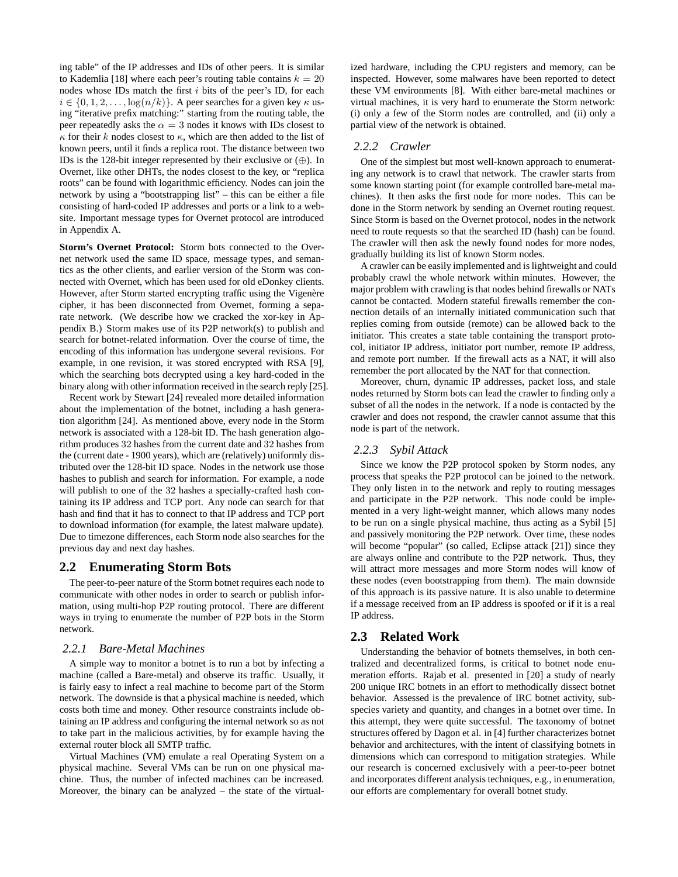ing table" of the IP addresses and IDs of other peers. It is similar to Kademlia [18] where each peer's routing table contains $k = 20$ nodes whose IDs match the first $i$ bits of the peer's ID, for each $i \in \{0, 1, 2, \ldots, \log(n/k)\}$. A peer searches for a given key $\kappa$ using "iterative prefix matching:" starting from the routing table, the peer repeatedly asks the $\alpha = 3$ nodes it knows with IDs closest to $\kappa$ for their $k$ nodes closest to $\kappa$, which are then added to the list of known peers, until it finds a replica root. The distance between two IDs is the 128-bit integer represented by their exclusive or ($\oplus$). In Overnet, like other DHTs, the nodes closest to the key, or "replica roots" can be found with logarithmic efficiency. Nodes can join the network by using a "bootstrapping list" – this can be either a file consisting of hard-coded IP addresses and ports or a link to a website. Important message types for Overnet protocol are introduced in Appendix A.

**Storm's Overnet Protocol:** Storm bots connected to the Overnet network used the same ID space, message types, and semantics as the other clients, and earlier version of the Storm was connected with Overnet, which has been used for old eDonkey clients. However, after Storm started encrypting traffic using the Vigenère cipher, it has been disconnected from Overnet, forming a separate network. (We describe how we cracked the xor-key in Appendix B.) Storm makes use of its P2P network(s) to publish and search for botnet-related information. Over the course of time, the encoding of this information has undergone several revisions. For example, in one revision, it was stored encrypted with RSA [9], which the searching bots decrypted using a key hard-coded in the binary along with other information received in the search reply [25].

Recent work by Stewart [24] revealed more detailed information about the implementation of the botnet, including a hash generation algorithm [24]. As mentioned above, every node in the Storm network is associated with a 128-bit ID. The hash generation algorithm produces 32 hashes from the current date and 32 hashes from the (current date - 1900 years), which are (relatively) uniformly distributed over the 128-bit ID space. Nodes in the network use those hashes to publish and search for information. For example, a node will publish to one of the 32 hashes a specially-crafted hash containing its IP address and TCP port. Any node can search for that hash and find that it has to connect to that IP address and TCP port to download information (for example, the latest malware update). Due to timezone differences, each Storm node also searches for the previous day and next day hashes.

## 2.2 Enumerating Storm Bots

The peer-to-peer nature of the Storm botnet requires each node to communicate with other nodes in order to search or publish information, using multi-hop P2P routing protocol. There are different ways in trying to enumerate the number of P2P bots in the Storm network.

### 2.2.1 Bare-Metal Machines

A simple way to monitor a botnet is to run a bot by infecting a machine (called a Bare-metal) and observe its traffic. Usually, it is fairly easy to infect a real machine to become part of the Storm network. The downside is that a physical machine is needed, which costs both time and money. Other resource constraints include obtaining an IP address and configuring the internal network so as not to take part in the malicious activities, by for example having the external router block all SMTP traffic.

Virtual Machines (VM) emulate a real Operating System on a physical machine. Several VMs can be run on one physical machine. Thus, the number of infected machines can be increased. Moreover, the binary can be analyzed – the state of the virtualized hardware, including the CPU registers and memory, can be inspected. However, some malwares have been reported to detect these VM environments [8]. With either bare-metal machines or virtual machines, it is very hard to enumerate the Storm network: (i) only a few of the Storm nodes are controlled, and (ii) only a partial view of the network is obtained.

### 2.2.2 Crawler

One of the simplest but most well-known approach to enumerating any network is to crawl that network. The crawler starts from some known starting point (for example controlled bare-metal machines). It then asks the first node for more nodes. This can be done in the Storm network by sending an Overnet routing request. Since Storm is based on the Overnet protocol, nodes in the network need to route requests so that the searched ID (hash) can be found. The crawler will then ask the newly found nodes for more nodes, gradually building its list of known Storm nodes.

A crawler can be easily implemented and is lightweight and could probably crawl the whole network within minutes. However, the major problem with crawling is that nodes behind firewalls or NATs cannot be contacted. Modern stateful firewalls remember the connection details of an internally initiated communication such that replies coming from outside (remote) can be allowed back to the initiator. This creates a state table containing the transport protocol, initiator IP address, initiator port number, remote IP address, and remote port number. If the firewall acts as a NAT, it will also remember the port allocated by the NAT for that connection.

Moreover, churn, dynamic IP addresses, packet loss, and stale nodes returned by Storm bots can lead the crawler to finding only a subset of all the nodes in the network. If a node is contacted by the crawler and does not respond, the crawler cannot assume that this node is part of the network.

### 2.2.3 Sybil Attack

Since we know the P2P protocol spoken by Storm nodes, any process that speaks the P2P protocol can be joined to the network. They only listen in to the network and reply to routing messages and participate in the P2P network. This node could be implemented in a very light-weight manner, which allows many nodes to be run on a single physical machine, thus acting as a Sybil [5] and passively monitoring the P2P network. Over time, these nodes will become "popular" (so called, Eclipse attack [21]) since they are always online and contribute to the P2P network. Thus, they will attract more messages and more Storm nodes will know of these nodes (even bootstrapping from them). The main downside of this approach is its passive nature. It is also unable to determine if a message received from an IP address is spoofed or if it is a real IP address.

## 2.3 Related Work

Understanding the behavior of botnets themselves, in both centralized and decentralized forms, is critical to botnet node enumeration efforts. Rajab et al. presented in [20] a study of nearly 200 unique IRC botnets in an effort to methodically dissect botnet behavior. Assessed is the prevalence of IRC botnet activity, subspecies variety and quantity, and changes in a botnet over time. In this attempt, they were quite successful. The taxonomy of botnet structures offered by Dagon et al. in [4] further characterizes botnet behavior and architectures, with the intent of classifying botnets in dimensions which can correspond to mitigation strategies. While our research is concerned exclusively with a peer-to-peer botnet and incorporates different analysis techniques, e.g., in enumeration, our efforts are complementary for overall botnet study.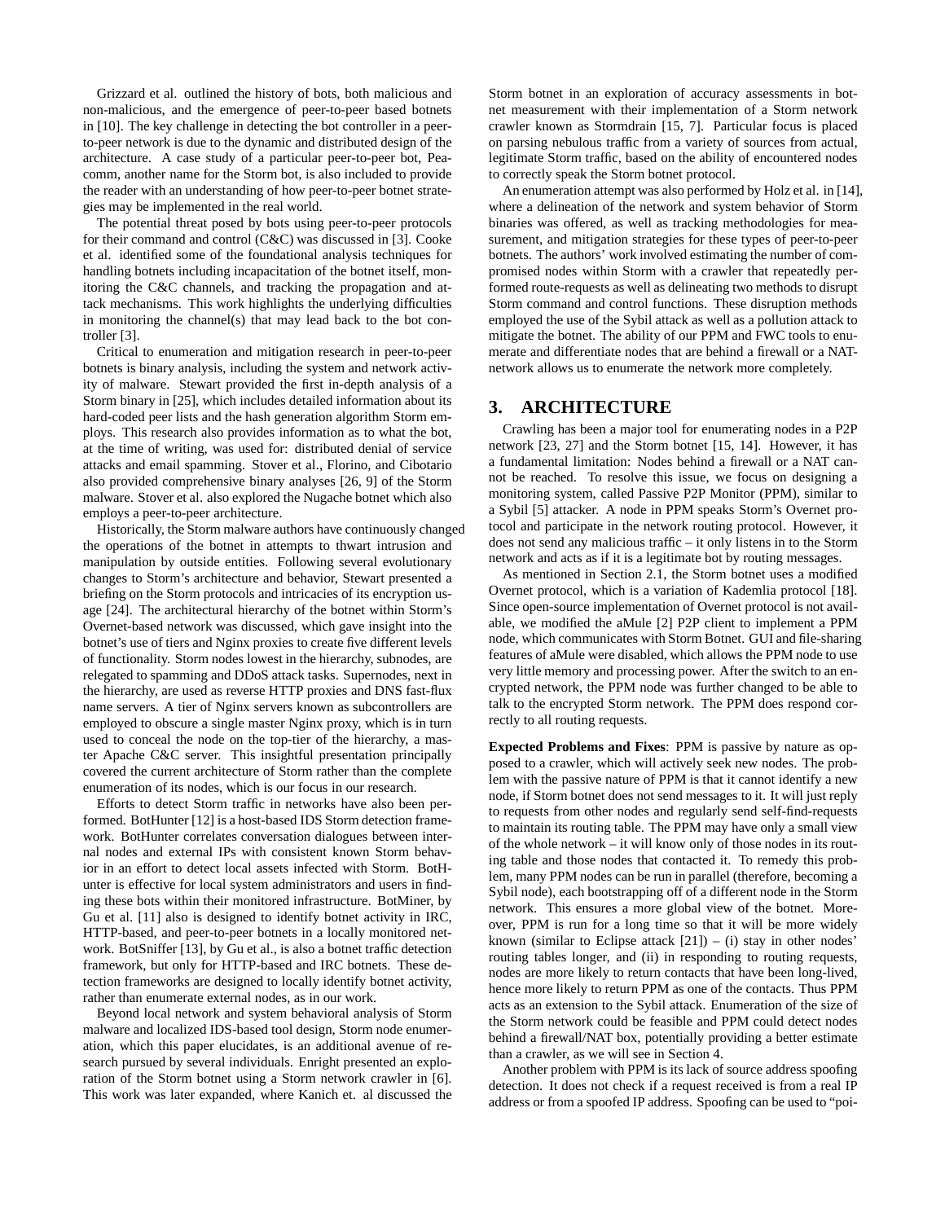Grizzard et al. outlined the history of bots, both malicious and non-malicious, and the emergence of peer-to-peer based botnets in [10]. The key challenge in detecting the bot controller in a peer-to-peer network is due to the dynamic and distributed design of the architecture. A case study of a particular peer-to-peer bot, Peacomm, another name for the Storm bot, is also included to provide the reader with an understanding of how peer-to-peer botnet strategies may be implemented in the real world.

The potential threat posed by bots using peer-to-peer protocols for their command and control (C&C) was discussed in [3]. Cooke et al. identified some of the foundational analysis techniques for handling botnets including incapacitation of the botnet itself, monitoring the C&C channels, and tracking the propagation and attack mechanisms. This work highlights the underlying difficulties in monitoring the channel(s) that may lead back to the bot controller [3].

Critical to enumeration and mitigation research in peer-to-peer botnets is binary analysis, including the system and network activity of malware. Stewart provided the first in-depth analysis of a Storm binary in [25], which includes detailed information about its hard-coded peer lists and the hash generation algorithm Storm employs. This research also provides information as to what the bot, at the time of writing, was used for: distributed denial of service attacks and email spamming. Stover et al., Florino, and Cibotario also provided comprehensive binary analyses [26, 9] of the Storm malware. Stover et al. also explored the Nugache botnet which also employs a peer-to-peer architecture.

Historically, the Storm malware authors have continuously changed the operations of the botnet in attempts to thwart intrusion and manipulation by outside entities. Following several evolutionary changes to Storm's architecture and behavior, Stewart presented a briefing on the Storm protocols and intricacies of its encryption usage [24]. The architectural hierarchy of the botnet within Storm's Overnet-based network was discussed, which gave insight into the botnet's use of tiers and Nginx proxies to create five different levels of functionality. Storm nodes lowest in the hierarchy, subnodes, are relegated to spamming and DDoS attack tasks. Supernodes, next in the hierarchy, are used as reverse HTTP proxies and DNS fast-flux name servers. A tier of Nginx servers known as subcontrollers are employed to obscure a single master Nginx proxy, which is in turn used to conceal the node on the top-tier of the hierarchy, a master Apache C&C server. This insightful presentation principally covered the current architecture of Storm rather than the complete enumeration of its nodes, which is our focus in our research.

Efforts to detect Storm traffic in networks have also been performed. BotHunter [12] is a host-based IDS Storm detection framework. BotHunter correlates conversation dialogues between internal nodes and external IPs with consistent known Storm behavior in an effort to detect local assets infected with Storm. BotHunter is effective for local system administrators and users in finding these bots within their monitored infrastructure. BotMiner, by Gu et al. [11] also is designed to identify botnet activity in IRC, HTTP-based, and peer-to-peer botnets in a locally monitored network. BotSniffer [13], by Gu et al., is also a botnet traffic detection framework, but only for HTTP-based and IRC botnets. These detection frameworks are designed to locally identify botnet activity, rather than enumerate external nodes, as in our work.

Beyond local network and system behavioral analysis of Storm malware and localized IDS-based tool design, Storm node enumeration, which this paper elucidates, is an additional avenue of research pursued by several individuals. Enright presented an exploration of the Storm botnet using a Storm network crawler in [6]. This work was later expanded, where Kanich et. al discussed the Storm botnet in an exploration of accuracy assessments in botnet measurement with their implementation of a Storm network crawler known as Stormdrain [15, 7]. Particular focus is placed on parsing nebulous traffic from a variety of sources from actual, legitimate Storm traffic, based on the ability of encountered nodes to correctly speak the Storm botnet protocol.

An enumeration attempt was also performed by Holz et al. in [14], where a delineation of the network and system behavior of Storm binaries was offered, as well as tracking methodologies for measurement, and mitigation strategies for these types of peer-to-peer botnets. The authors' work involved estimating the number of compromised nodes within Storm with a crawler that repeatedly performed route-requests as well as delineating two methods to disrupt Storm command and control functions. These disruption methods employed the use of the Sybil attack as well as a pollution attack to mitigate the botnet. The ability of our PPM and FWC tools to enumerate and differentiate nodes that are behind a firewall or a NAT-network allows us to enumerate the network more completely.

## 3. ARCHITECTURE

Crawling has been a major tool for enumerating nodes in a P2P network [23, 27] and the Storm botnet [15, 14]. However, it has a fundamental limitation: Nodes behind a firewall or a NAT cannot be reached. To resolve this issue, we focus on designing a monitoring system, called Passive P2P Monitor (PPM), similar to a Sybil [5] attacker. A node in PPM speaks Storm's Overnet protocol and participate in the network routing protocol. However, it does not send any malicious traffic – it only listens in to the Storm network and acts as if it is a legitimate bot by routing messages.

As mentioned in Section 2.1, the Storm botnet uses a modified Overnet protocol, which is a variation of Kademlia protocol [18]. Since open-source implementation of Overnet protocol is not available, we modified the aMule [2] P2P client to implement a PPM node, which communicates with Storm Botnet. GUI and file-sharing features of aMule were disabled, which allows the PPM node to use very little memory and processing power. After the switch to an encrypted network, the PPM node was further changed to be able to talk to the encrypted Storm network. The PPM does respond correctly to all routing requests.

**Expected Problems and Fixes**: PPM is passive by nature as opposed to a crawler, which will actively seek new nodes. The problem with the passive nature of PPM is that it cannot identify a new node, if Storm botnet does not send messages to it. It will just reply to requests from other nodes and regularly send self-find-requests to maintain its routing table. The PPM may have only a small view of the whole network – it will know only of those nodes in its routing table and those nodes that contacted it. To remedy this problem, many PPM nodes can be run in parallel (therefore, becoming a Sybil node), each bootstrapping off of a different node in the Storm network. This ensures a more global view of the botnet. Moreover, PPM is run for a long time so that it will be more widely known (similar to Eclipse attack [21]) – (i) stay in other nodes' routing tables longer, and (ii) in responding to routing requests, nodes are more likely to return contacts that have been long-lived, hence more likely to return PPM as one of the contacts. Thus PPM acts as an extension to the Sybil attack. Enumeration of the size of the Storm network could be feasible and PPM could detect nodes behind a firewall/NAT box, potentially providing a better estimate than a crawler, as we will see in Section 4.

Another problem with PPM is its lack of source address spoofing detection. It does not check if a request received is from a real IP address or from a spoofed IP address. Spoofing can be used to "poi-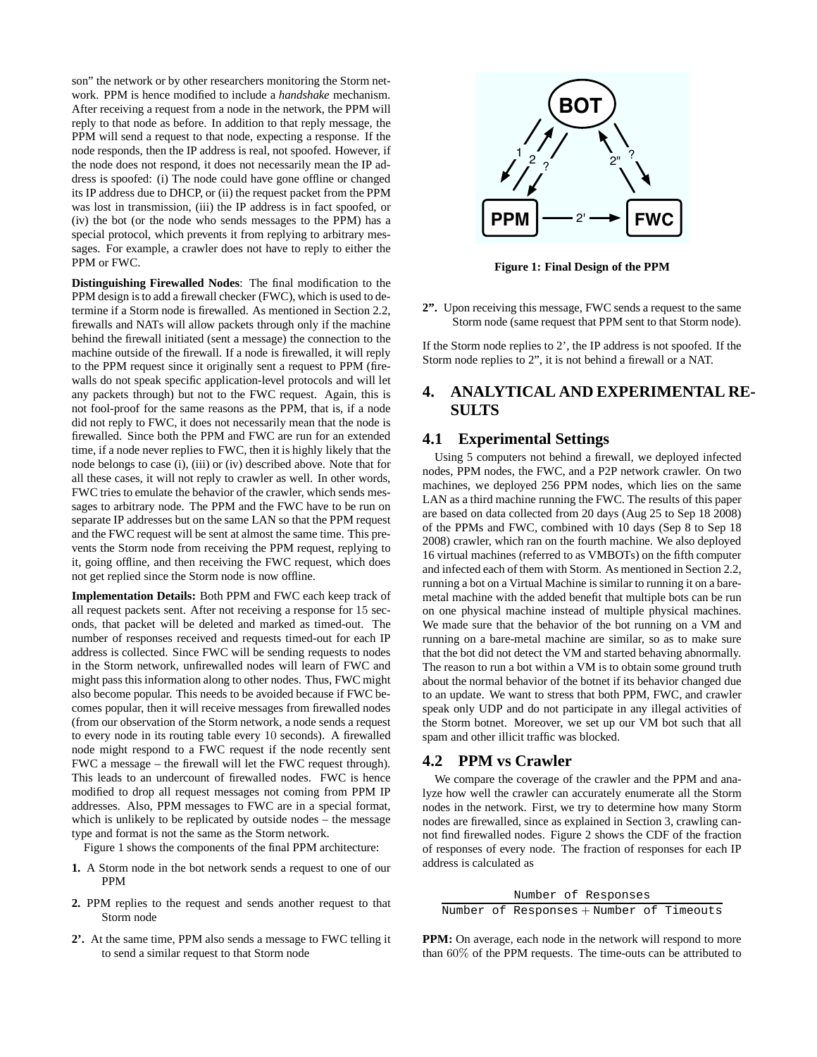son" the network or by other researchers monitoring the Storm network. PPM is hence modified to include a *handshake* mechanism. After receiving a request from a node in the network, the PPM will reply to that node as before. In addition to that reply message, the PPM will send a request to that node, expecting a response. If the node responds, then the IP address is real, not spoofed. However, if the node does not respond, it does not necessarily mean the IP address is spoofed: (i) The node could have gone offline or changed its IP address due to DHCP, or (ii) the request packet from the PPM was lost in transmission, (iii) the IP address is in fact spoofed, or (iv) the bot (or the node who sends messages to the PPM) has a special protocol, which prevents it from replying to arbitrary messages. For example, a crawler does not have to reply to either the PPM or FWC.

**Distinguishing Firewalled Nodes**: The final modification to the PPM design is to add a firewall checker (FWC), which is used to determine if a Storm node is firewalled. As mentioned in Section 2.2, firewalls and NATs will allow packets through only if the machine behind the firewall initiated (sent a message) the connection to the machine outside of the firewall. If a node is firewalled, it will reply to the PPM request since it originally sent a request to PPM (firewalls do not speak specific application-level protocols and will let any packets through) but not to the FWC request. Again, this is not fool-proof for the same reasons as the PPM, that is, if a node did not reply to FWC, it does not necessarily mean that the node is firewalled. Since both the PPM and FWC are run for an extended time, if a node never replies to FWC, then it is highly likely that the node belongs to case (i), (iii) or (iv) described above. Note that for all these cases, it will not reply to crawler as well. In other words, FWC tries to emulate the behavior of the crawler, which sends messages to arbitrary node. The PPM and the FWC have to be run on separate IP addresses but on the same LAN so that the PPM request and the FWC request will be sent at almost the same time. This prevents the Storm node from receiving the PPM request, replying to it, going offline, and then receiving the FWC request, which does not get replied since the Storm node is now offline.

**Implementation Details:** Both PPM and FWC each keep track of all request packets sent. After not receiving a response for 15 seconds, that packet will be deleted and marked as timed-out. The number of responses received and requests timed-out for each IP address is collected. Since FWC will be sending requests to nodes in the Storm network, unfirewalled nodes will learn of FWC and might pass this information along to other nodes. Thus, FWC might also become popular. This needs to be avoided because if FWC becomes popular, then it will receive messages from firewalled nodes (from our observation of the Storm network, a node sends a request to every node in its routing table every 10 seconds). A firewalled node might respond to a FWC request if the node recently sent FWC a message – the firewall will let the FWC request through). This leads to an undercount of firewalled nodes. FWC is hence modified to drop all request messages not coming from PPM IP addresses. Also, PPM messages to FWC are in a special format, which is unlikely to be replicated by outside nodes – the message type and format is not the same as the Storm network.

Figure 1 shows the components of the final PPM architecture:

**1.** A Storm node in the bot network sends a request to one of our PPM

**2.** PPM replies to the request and sends another request to that Storm node

**2'.** At the same time, PPM also sends a message to FWC telling it to send a similar request to that Storm node

BOT
1
2
?
2"
?
PPM
2'
FWC

**Figure 1: Final Design of the PPM**

**2".** Upon receiving this message, FWC sends a request to the same Storm node (same request that PPM sent to that Storm node).

If the Storm node replies to 2', the IP address is not spoofed. If the Storm node replies to 2", it is not behind a firewall or a NAT.

# 4. ANALYTICAL AND EXPERIMENTAL RESULTS

## 4.1 Experimental Settings

Using 5 computers not behind a firewall, we deployed infected nodes, PPM nodes, the FWC, and a P2P network crawler. On two machines, we deployed 256 PPM nodes, which lies on the same LAN as a third machine running the FWC. The results of this paper are based on data collected from 20 days (Aug 25 to Sep 18 2008) of the PPMs and FWC, combined with 10 days (Sep 8 to Sep 18 2008) crawler, which ran on the fourth machine. We also deployed 16 virtual machines (referred to as VMBOTs) on the fifth computer and infected each of them with Storm. As mentioned in Section 2.2, running a bot on a Virtual Machine is similar to running it on a bare-metal machine with the added benefit that multiple bots can be run on one physical machine instead of multiple physical machines. We made sure that the behavior of the bot running on a VM and running on a bare-metal machine are similar, so as to make sure that the bot did not detect the VM and started behaving abnormally. The reason to run a bot within a VM is to obtain some ground truth about the normal behavior of the botnet if its behavior changed due to an update. We want to stress that both PPM, FWC, and crawler speak only UDP and do not participate in any illegal activities of the Storm botnet. Moreover, we set up our VM bot such that all spam and other illicit traffic was blocked.

## 4.2 PPM vs Crawler

We compare the coverage of the crawler and the PPM and analyze how well the crawler can accurately enumerate all the Storm nodes in the network. First, we try to determine how many Storm nodes are firewalled, since as explained in Section 3, crawling cannot find firewalled nodes. Figure 2 shows the CDF of the fraction of responses of every node. The fraction of responses for each IP address is calculated as

$$\frac{\texttt{Number of Responses}}{\texttt{Number of Responses} + \texttt{Number of Timeouts}}$$

**PPM:** On average, each node in the network will respond to more than 60% of the PPM requests. The time-outs can be attributed to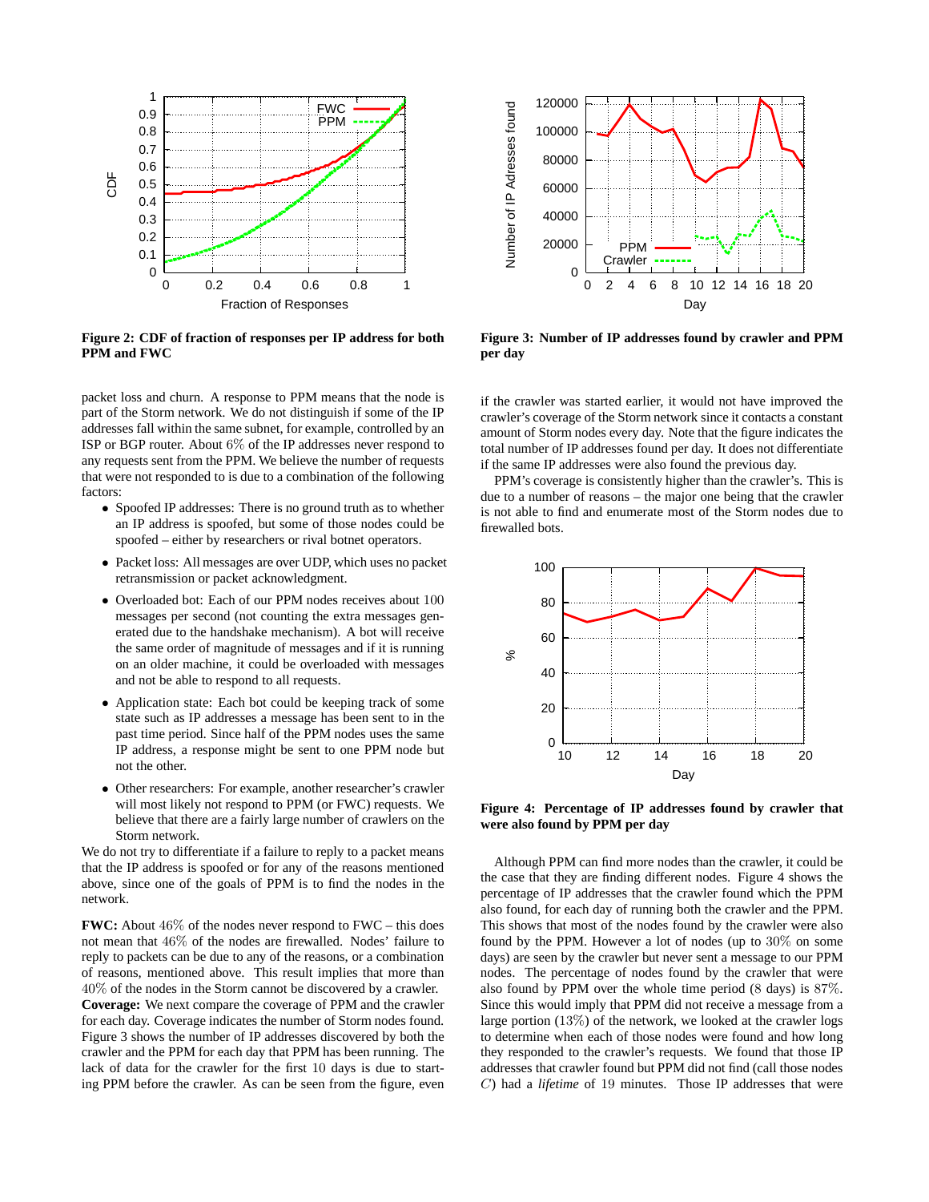CDF
1
0.9
0.8
0.7
0.6
0.5
0.4
0.3
0.2
0.1
0
0
0.2
0.4
0.6
0.8
1
Fraction of Responses
FWC
PPM

**Figure 2: CDF of fraction of responses per IP address for both PPM and FWC**

Number of IP Adresses found
120000
100000
80000
60000
40000
20000
0
0
2
4
6
8
10
12
14
16
18
20
Day
PPM
Crawler

**Figure 3: Number of IP addresses found by crawler and PPM per day**

packet loss and churn. A response to PPM means that the node is part of the Storm network. We do not distinguish if some of the IP addresses fall within the same subnet, for example, controlled by an ISP or BGP router. About $6\%$ of the IP addresses never respond to any requests sent from the PPM. We believe the number of requests that were not responded to is due to a combination of the following factors:

- Spoofed IP addresses: There is no ground truth as to whether an IP address is spoofed, but some of those nodes could be spoofed – either by researchers or rival botnet operators.
- Packet loss: All messages are over UDP, which uses no packet retransmission or packet acknowledgment.
- Overloaded bot: Each of our PPM nodes receives about $100$ messages per second (not counting the extra messages generated due to the handshake mechanism). A bot will receive the same order of magnitude of messages and if it is running on an older machine, it could be overloaded with messages and not be able to respond to all requests.
- Application state: Each bot could be keeping track of some state such as IP addresses a message has been sent to in the past time period. Since half of the PPM nodes uses the same IP address, a response might be sent to one PPM node but not the other.
- Other researchers: For example, another researcher's crawler will most likely not respond to PPM (or FWC) requests. We believe that there are a fairly large number of crawlers on the Storm network.

We do not try to differentiate if a failure to reply to a packet means that the IP address is spoofed or for any of the reasons mentioned above, since one of the goals of PPM is to find the nodes in the network.

**FWC:** About $46\%$ of the nodes never respond to FWC – this does not mean that $46\%$ of the nodes are firewalled. Nodes' failure to reply to packets can be due to any of the reasons, or a combination of reasons, mentioned above. This result implies that more than $40\%$ of the nodes in the Storm cannot be discovered by a crawler.

**Coverage:** We next compare the coverage of PPM and the crawler for each day. Coverage indicates the number of Storm nodes found. Figure 3 shows the number of IP addresses discovered by both the crawler and the PPM for each day that PPM has been running. The lack of data for the crawler for the first $10$ days is due to starting PPM before the crawler. As can be seen from the figure, even if the crawler was started earlier, it would not have improved the crawler's coverage of the Storm network since it contacts a constant amount of Storm nodes every day. Note that the figure indicates the total number of IP addresses found per day. It does not differentiate if the same IP addresses were also found the previous day.

PPM's coverage is consistently higher than the crawler's. This is due to a number of reasons – the major one being that the crawler is not able to find and enumerate most of the Storm nodes due to firewalled bots.

%
100
80
60
40
20
0
10
12
14
16
18
20
Day

**Figure 4: Percentage of IP addresses found by crawler that were also found by PPM per day**

Although PPM can find more nodes than the crawler, it could be the case that they are finding different nodes. Figure 4 shows the percentage of IP addresses that the crawler found which the PPM also found, for each day of running both the crawler and the PPM. This shows that most of the nodes found by the crawler were also found by the PPM. However a lot of nodes (up to $30\%$ on some days) are seen by the crawler but never sent a message to our PPM nodes. The percentage of nodes found by the crawler that were also found by PPM over the whole time period ($8$ days) is $87\%$. Since this would imply that PPM did not receive a message from a large portion ($13\%$) of the network, we looked at the crawler logs to determine when each of those nodes were found and how long they responded to the crawler's requests. We found that those IP addresses that crawler found but PPM did not find (call those nodes $C$) had a *lifetime* of $19$ minutes. Those IP addresses that were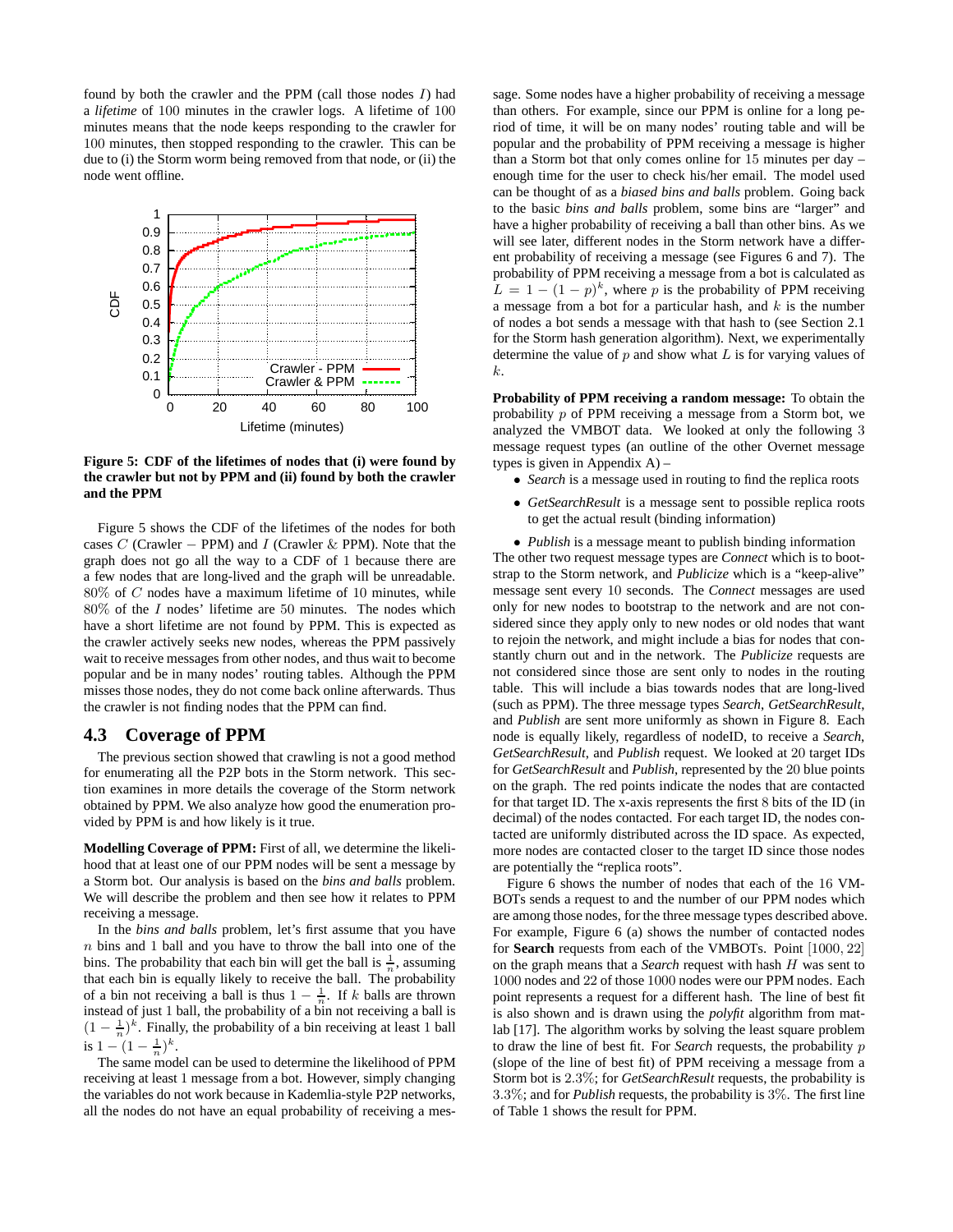found by both the crawler and the PPM (call those nodes $I$) had a *lifetime* of 100 minutes in the crawler logs. A lifetime of 100 minutes means that the node keeps responding to the crawler for 100 minutes, then stopped responding to the crawler. This can be due to (i) the Storm worm being removed from that node, or (ii) the node went offline.

CDF
1
0.9
0.8
0.7
0.6
0.5
0.4
0.3
0.2
0.1
0
0 20 40 60 80 100
Lifetime (minutes)
Crawler - PPM
Crawler & PPM

**Figure 5: CDF of the lifetimes of nodes that (i) were found by the crawler but not by PPM and (ii) found by both the crawler and the PPM**

Figure 5 shows the CDF of the lifetimes of the nodes for both cases $C$ (Crawler − PPM) and $I$ (Crawler & PPM). Note that the graph does not go all the way to a CDF of 1 because there are a few nodes that are long-lived and the graph will be unreadable. 80% of $C$ nodes have a maximum lifetime of 10 minutes, while 80% of the $I$ nodes' lifetime are 50 minutes. The nodes which have a short lifetime are not found by PPM. This is expected as the crawler actively seeks new nodes, whereas the PPM passively wait to receive messages from other nodes, and thus wait to become popular and be in many nodes' routing tables. Although the PPM misses those nodes, they do not come back online afterwards. Thus the crawler is not finding nodes that the PPM can find.

## 4.3 Coverage of PPM

The previous section showed that crawling is not a good method for enumerating all the P2P bots in the Storm network. This section examines in more details the coverage of the Storm network obtained by PPM. We also analyze how good the enumeration provided by PPM is and how likely is it true.

**Modelling Coverage of PPM:** First of all, we determine the likelihood that at least one of our PPM nodes will be sent a message by a Storm bot. Our analysis is based on the *bins and balls* problem. We will describe the problem and then see how it relates to PPM receiving a message.

In the *bins and balls* problem, let's first assume that you have $n$ bins and 1 ball and you have to throw the ball into one of the bins. The probability that each bin will get the ball is $\frac{1}{n}$, assuming that each bin is equally likely to receive the ball. The probability of a bin not receiving a ball is thus $1 - \frac{1}{n}$. If $k$ balls are thrown instead of just 1 ball, the probability of a bin not receiving a ball is $(1 - \frac{1}{n})^k$. Finally, the probability of a bin receiving at least 1 ball is $1 - (1 - \frac{1}{n})^k$.

The same model can be used to determine the likelihood of PPM receiving at least 1 message from a bot. However, simply changing the variables do not work because in Kademlia-style P2P networks, all the nodes do not have an equal probability of receiving a message. Some nodes have a higher probability of receiving a message than others. For example, since our PPM is online for a long period of time, it will be on many nodes' routing table and will be popular and the probability of PPM receiving a message is higher than a Storm bot that only comes online for 15 minutes per day – enough time for the user to check his/her email. The model used can be thought of as a *biased bins and balls* problem. Going back to the basic *bins and balls* problem, some bins are "larger" and have a higher probability of receiving a ball than other bins. As we will see later, different nodes in the Storm network have a different probability of receiving a message (see Figures 6 and 7). The probability of PPM receiving a message from a bot is calculated as $L = 1 - (1 - p)^k$, where $p$ is the probability of PPM receiving a message from a bot for a particular hash, and $k$ is the number of nodes a bot sends a message with that hash to (see Section 2.1 for the Storm hash generation algorithm). Next, we experimentally determine the value of $p$ and show what $L$ is for varying values of $k$.

**Probability of PPM receiving a random message:** To obtain the probability $p$ of PPM receiving a message from a Storm bot, we analyzed the VMBOT data. We looked at only the following 3 message request types (an outline of the other Overnet message types is given in Appendix A) –

- *Search* is a message used in routing to find the replica roots
- *GetSearchResult* is a message sent to possible replica roots to get the actual result (binding information)
- *Publish* is a message meant to publish binding information

The other two request message types are *Connect* which is to bootstrap to the Storm network, and *Publicize* which is a "keep-alive" message sent every 10 seconds. The *Connect* messages are used only for new nodes to bootstrap to the network and are not considered since they apply only to new nodes or old nodes that want to rejoin the network, and might include a bias for nodes that constantly churn out and in the network. The *Publicize* requests are not considered since those are sent only to nodes in the routing table. This will include a bias towards nodes that are long-lived (such as PPM). The three message types *Search*, *GetSearchResult*, and *Publish* are sent more uniformly as shown in Figure 8. Each node is equally likely, regardless of nodeID, to receive a *Search*, *GetSearchResult*, and *Publish* request. We looked at 20 target IDs for *GetSearchResult* and *Publish*, represented by the 20 blue points on the graph. The red points indicate the nodes that are contacted for that target ID. The x-axis represents the first 8 bits of the ID (in decimal) of the nodes contacted. For each target ID, the nodes contacted are uniformly distributed across the ID space. As expected, more nodes are contacted closer to the target ID since those nodes are potentially the "replica roots".

Figure 6 shows the number of nodes that each of the 16 VMBOTs sends a request to and the number of our PPM nodes which are among those nodes, for the three message types described above. For example, Figure 6 (a) shows the number of contacted nodes for **Search** requests from each of the VMBOTs. Point $[1000, 22]$ on the graph means that a *Search* request with hash $H$ was sent to 1000 nodes and 22 of those 1000 nodes were our PPM nodes. Each point represents a request for a different hash. The line of best fit is also shown and is drawn using the *polyfit* algorithm from matlab [17]. The algorithm works by solving the least square problem to draw the line of best fit. For *Search* requests, the probability $p$ (slope of the line of best fit) of PPM receiving a message from a Storm bot is 2.3%; for *GetSearchResult* requests, the probability is 3.3%; and for *Publish* requests, the probability is 3%. The first line of Table 1 shows the result for PPM.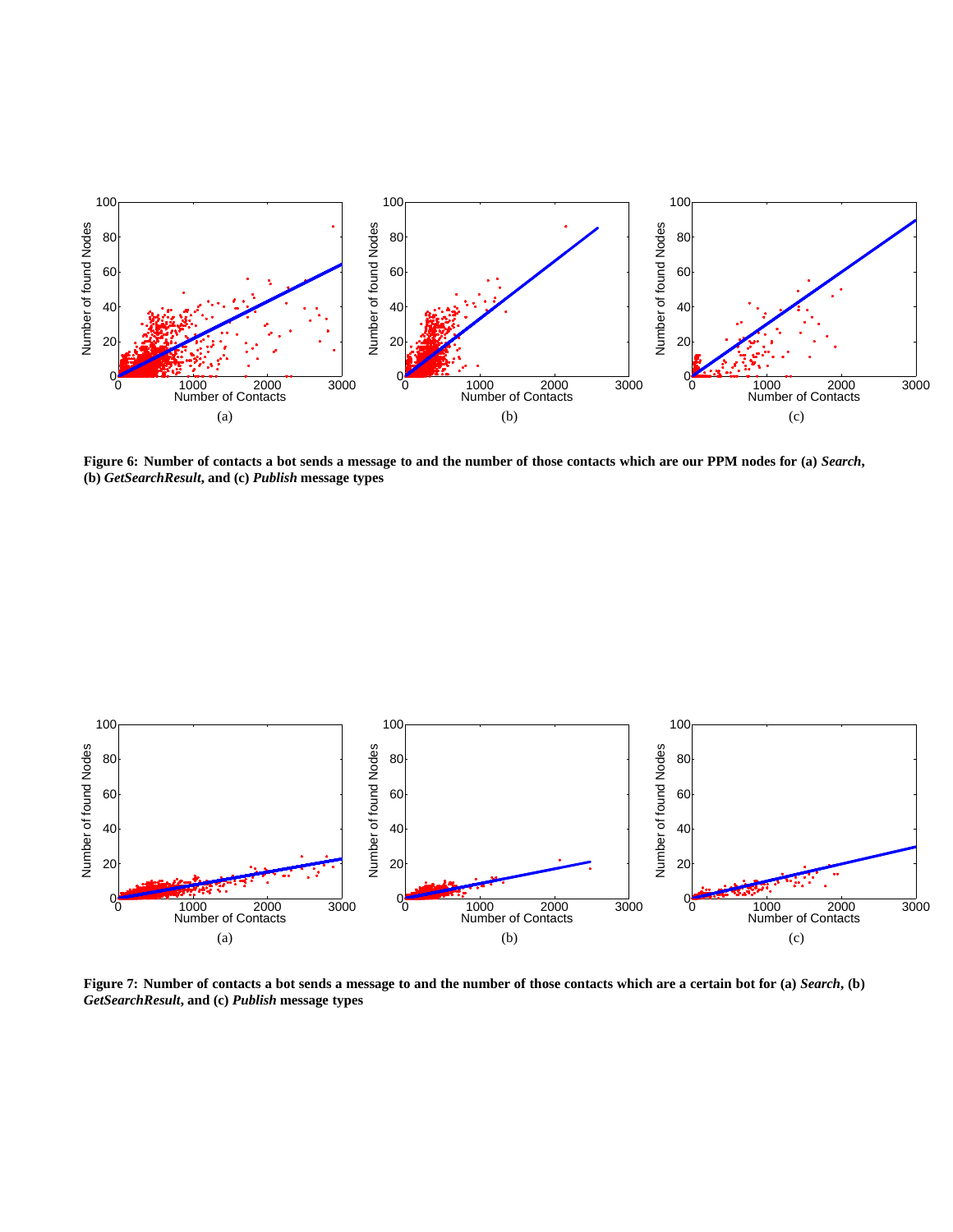100
80
60
40
20
0
0 1000 2000 3000
Number of Contacts
Number of found Nodes
(a)

100
80
60
40
20
0
0 1000 2000 3000
Number of Contacts
Number of found Nodes
(b)

100
80
60
40
20
0
0 1000 2000 3000
Number of Contacts
Number of found Nodes
(c)

**Figure 6: Number of contacts a bot sends a message to and the number of those contacts which are our PPM nodes for (a) *Search*, (b) *GetSearchResult*, and (c) *Publish* message types**

100
80
60
40
20
0
0 1000 2000 3000
Number of Contacts
Number of found Nodes
(a)

100
80
60
40
20
0
0 1000 2000 3000
Number of Contacts
Number of found Nodes
(b)

100
80
60
40
20
0
0 1000 2000 3000
Number of Contacts
Number of found Nodes
(c)

**Figure 7: Number of contacts a bot sends a message to and the number of those contacts which are a certain bot for (a) *Search*, (b) *GetSearchResult*, and (c) *Publish* message types**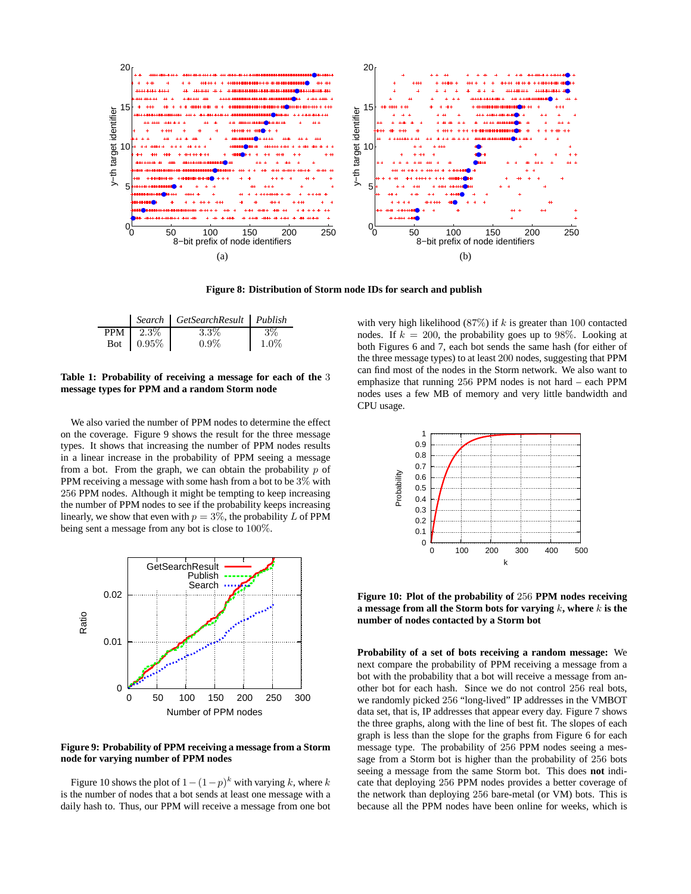20

15

10

5

0

0 50 100 150 200 250

y−th target identifier

8−bit prefix of node identifiers

(a)

20

15

10

5

0

0 50 100 150 200 250

y−th target identifier

8−bit prefix of node identifiers

(b)

**Figure 8: Distribution of Storm node IDs for search and publish**

| | *Search* | *GetSearchResult* | *Publish* |
|---|---|---|---|
| PPM | 2.3% | 3.3% | 3% |
| Bot | 0.95% | 0.9% | 1.0% |

**Table 1: Probability of receiving a message for each of the 3 message types for PPM and a random Storm node**

We also varied the number of PPM nodes to determine the effect on the coverage. Figure 9 shows the result for the three message types. It shows that increasing the number of PPM nodes results in a linear increase in the probability of PPM seeing a message from a bot. From the graph, we can obtain the probability $p$ of PPM receiving a message with some hash from a bot to be 3% with 256 PPM nodes. Although it might be tempting to keep increasing the number of PPM nodes to see if the probability keeps increasing linearly, we show that even with $p = 3\%$, the probability $L$ of PPM being sent a message from any bot is close to 100%.

GetSearchResult

Publish

Search

0.02

0.01

0

0 50 100 150 200 250 300

Ratio

Number of PPM nodes

**Figure 9: Probability of PPM receiving a message from a Storm node for varying number of PPM nodes**

Figure 10 shows the plot of $1-(1-p)^k$ with varying $k$, where $k$ is the number of nodes that a bot sends at least one message with a daily hash to. Thus, our PPM will receive a message from one bot with very high likelihood (87%) if $k$ is greater than 100 contacted nodes. If $k = 200$, the probability goes up to 98%. Looking at both Figures 6 and 7, each bot sends the same hash (for either of the three message types) to at least 200 nodes, suggesting that PPM can find most of the nodes in the Storm network. We also want to emphasize that running 256 PPM nodes is not hard – each PPM nodes uses a few MB of memory and very little bandwidth and CPU usage.

1

0.9

0.8

0.7

0.6

0.5

0.4

0.3

0.2

0.1

0

0 100 200 300 400 500

Probability

k

**Figure 10: Plot of the probability of 256 PPM nodes receiving a message from all the Storm bots for varying $k$, where $k$ is the number of nodes contacted by a Storm bot**

**Probability of a set of bots receiving a random message:** We next compare the probability of PPM receiving a message from a bot with the probability that a bot will receive a message from another bot for each hash. Since we do not control 256 real bots, we randomly picked 256 "long-lived" IP addresses in the VMBOT data set, that is, IP addresses that appear every day. Figure 7 shows the three graphs, along with the line of best fit. The slopes of each graph is less than the slope for the graphs from Figure 6 for each message type. The probability of 256 PPM nodes seeing a message from a Storm bot is higher than the probability of 256 bots seeing a message from the same Storm bot. This does **not** indicate that deploying 256 PPM nodes provides a better coverage of the network than deploying 256 bare-metal (or VM) bots. This is because all the PPM nodes have been online for weeks, which is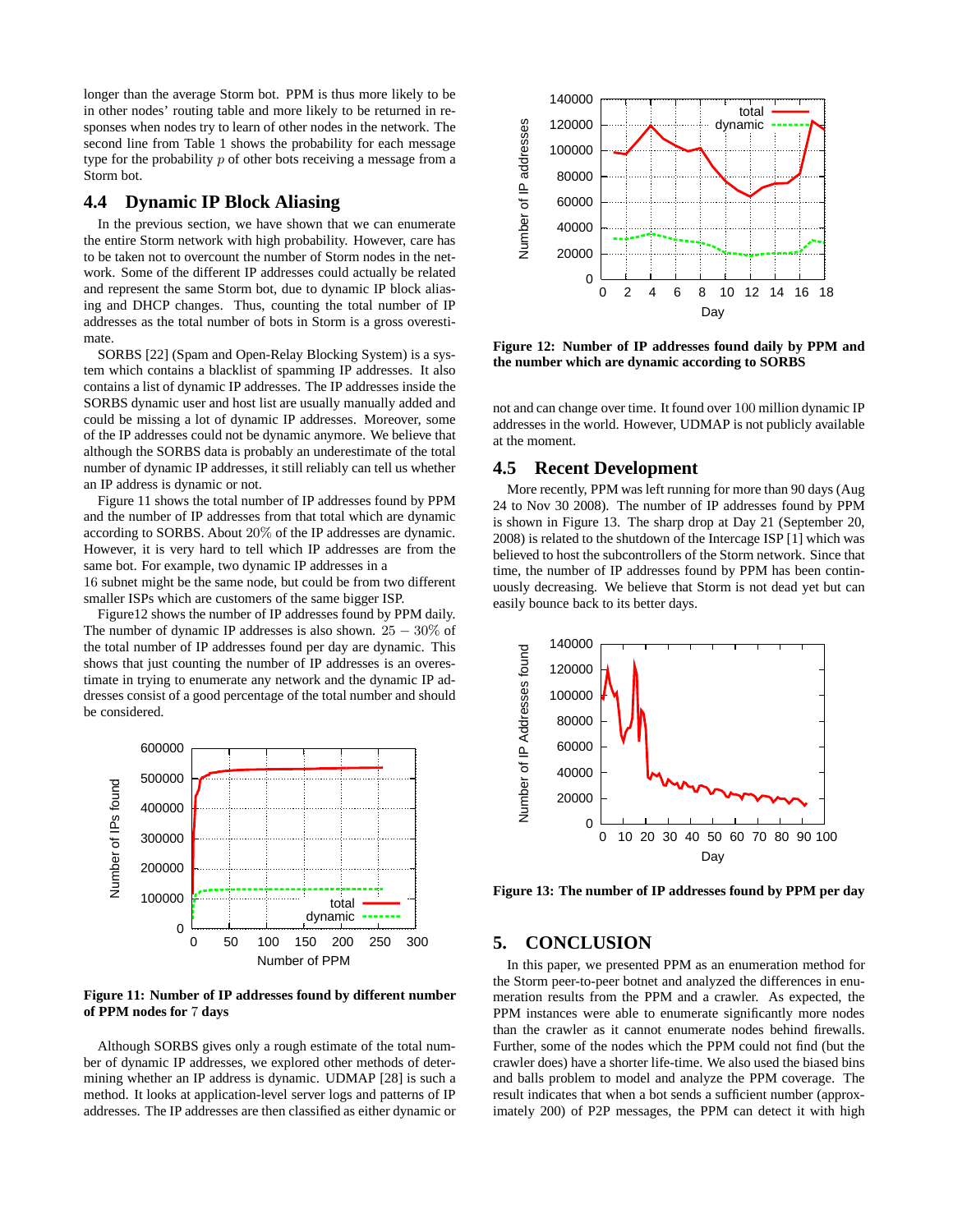longer than the average Storm bot. PPM is thus more likely to be in other nodes' routing table and more likely to be returned in responses when nodes try to learn of other nodes in the network. The second line from Table 1 shows the probability for each message type for the probability $p$ of other bots receiving a message from a Storm bot.

### 4.4 Dynamic IP Block Aliasing

In the previous section, we have shown that we can enumerate the entire Storm network with high probability. However, care has to be taken not to overcount the number of Storm nodes in the network. Some of the different IP addresses could actually be related and represent the same Storm bot, due to dynamic IP block aliasing and DHCP changes. Thus, counting the total number of IP addresses as the total number of bots in Storm is a gross overestimate.

SORBS [22] (Spam and Open-Relay Blocking System) is a system which contains a blacklist of spamming IP addresses. It also contains a list of dynamic IP addresses. The IP addresses inside the SORBS dynamic user and host list are usually manually added and could be missing a lot of dynamic IP addresses. Moreover, some of the IP addresses could not be dynamic anymore. We believe that although the SORBS data is probably an underestimate of the total number of dynamic IP addresses, it still reliably can tell us whether an IP address is dynamic or not.

Figure 11 shows the total number of IP addresses found by PPM and the number of IP addresses from that total which are dynamic according to SORBS. About $20\%$ of the IP addresses are dynamic. However, it is very hard to tell which IP addresses are from the same bot. For example, two dynamic IP addresses in a 16 subnet might be the same node, but could be from two different smaller ISPs which are customers of the same bigger ISP.

Figure12 shows the number of IP addresses found by PPM daily. The number of dynamic IP addresses is also shown. $25 - 30\%$ of the total number of IP addresses found per day are dynamic. This shows that just counting the number of IP addresses is an overestimate in trying to enumerate any network and the dynamic IP addresses consist of a good percentage of the total number and should be considered.

600000
500000
400000
300000
200000
100000
0
Number of IPs found
0 50 100 150 200 250 300
Number of PPM
total
dynamic

**Figure 11: Number of IP addresses found by different number of PPM nodes for 7 days**

Although SORBS gives only a rough estimate of the total number of dynamic IP addresses, we explored other methods of determining whether an IP address is dynamic. UDMAP [28] is such a method. It looks at application-level server logs and patterns of IP addresses. The IP addresses are then classified as either dynamic or not and can change over time. It found over $100$ million dynamic IP addresses in the world. However, UDMAP is not publicly available at the moment.

140000
120000
100000
80000
60000
40000
20000
0
Number of IP addresses
0 2 4 6 8 10 12 14 16 18
Day
total
dynamic

**Figure 12: Number of IP addresses found daily by PPM and the number which are dynamic according to SORBS**

### 4.5 Recent Development

More recently, PPM was left running for more than 90 days (Aug 24 to Nov 30 2008). The number of IP addresses found by PPM is shown in Figure 13. The sharp drop at Day 21 (September 20, 2008) is related to the shutdown of the Intercage ISP [1] which was believed to host the subcontrollers of the Storm network. Since that time, the number of IP addresses found by PPM has been continuously decreasing. We believe that Storm is not dead yet but can easily bounce back to its better days.

140000
120000
100000
80000
60000
40000
20000
0
Number of IP Addresses found
0 10 20 30 40 50 60 70 80 90 100
Day

**Figure 13: The number of IP addresses found by PPM per day**

## 5. CONCLUSION

In this paper, we presented PPM as an enumeration method for the Storm peer-to-peer botnet and analyzed the differences in enumeration results from the PPM and a crawler. As expected, the PPM instances were able to enumerate significantly more nodes than the crawler as it cannot enumerate nodes behind firewalls. Further, some of the nodes which the PPM could not find (but the crawler does) have a shorter life-time. We also used the biased bins and balls problem to model and analyze the PPM coverage. The result indicates that when a bot sends a sufficient number (approximately 200) of P2P messages, the PPM can detect it with high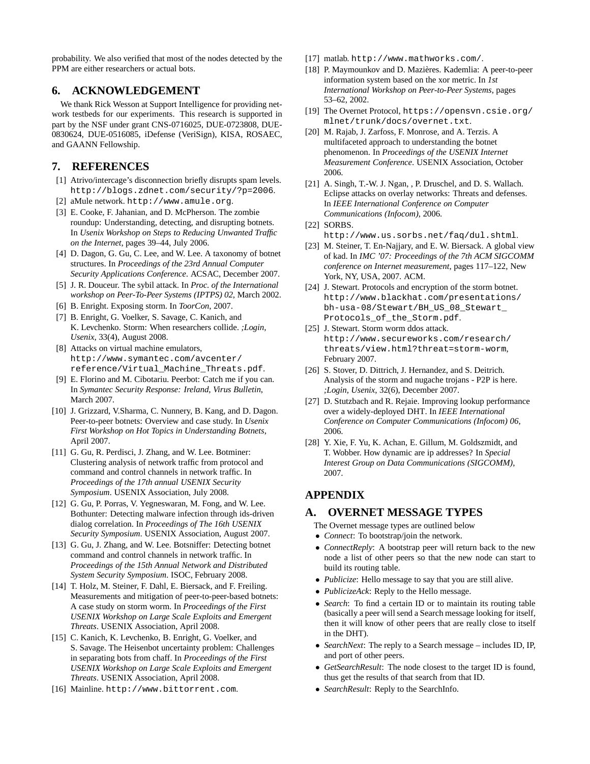probability. We also verified that most of the nodes detected by the PPM are either researchers or actual bots.

## 6. ACKNOWLEDGEMENT

We thank Rick Wesson at Support Intelligence for providing network testbeds for our experiments. This research is supported in part by the NSF under grant CNS-0716025, DUE-0723808, DUE-0830624, DUE-0516085, iDefense (VeriSign), KISA, ROSAEC, and GAANN Fellowship.

## 7. REFERENCES

[1] Atrivo/intercage's disconnection briefly disrupts spam levels. `http://blogs.zdnet.com/security/?p=2006`.

[2] aMule network. `http://www.amule.org`.

[3] E. Cooke, F. Jahanian, and D. McPherson. The zombie roundup: Understanding, detecting, and disrupting botnets. In *Usenix Workshop on Steps to Reducing Unwanted Traffic on the Internet*, pages 39–44, July 2006.

[4] D. Dagon, G. Gu, C. Lee, and W. Lee. A taxonomy of botnet structures. In *Proceedings of the 23rd Annual Computer Security Applications Conference*. ACSAC, December 2007.

[5] J. R. Douceur. The sybil attack. In *Proc. of the International workshop on Peer-To-Peer Systems (IPTPS) 02*, March 2002.

[6] B. Enright. Exposing storm. In *ToorCon*, 2007.

[7] B. Enright, G. Voelker, S. Savage, C. Kanich, and K. Levchenko. Storm: When researchers collide. *;Login, Usenix*, 33(4), August 2008.

[8] Attacks on virtual machine emulators, `http://www.symantec.com/avcenter/reference/Virtual_Machine_Threats.pdf`.

[9] E. Florino and M. Cibotariu. Peerbot: Catch me if you can. In *Symantec Security Response: Ireland, Virus Bulletin*, March 2007.

[10] J. Grizzard, V.Sharma, C. Nunnery, B. Kang, and D. Dagon. Peer-to-peer botnets: Overview and case study. In *Usenix First Workshop on Hot Topics in Understanding Botnets*, April 2007.

[11] G. Gu, R. Perdisci, J. Zhang, and W. Lee. Botminer: Clustering analysis of network traffic from protocol and command and control channels in network traffic. In *Proceedings of the 17th annual USENIX Security Symposium*. USENIX Association, July 2008.

[12] G. Gu, P. Porras, V. Yegneswaran, M. Fong, and W. Lee. Bothunter: Detecting malware infection through ids-driven dialog correlation. In *Proceedings of The 16th USENIX Security Symposium*. USENIX Association, August 2007.

[13] G. Gu, J. Zhang, and W. Lee. Botsniffer: Detecting botnet command and control channels in network traffic. In *Proceedings of the 15th Annual Network and Distributed System Security Symposium*. ISOC, February 2008.

[14] T. Holz, M. Steiner, F. Dahl, E. Biersack, and F. Freiling. Measurements and mitigation of peer-to-peer-based botnets: A case study on storm worm. In *Proceedings of the First USENIX Workshop on Large Scale Exploits and Emergent Threats*. USENIX Association, April 2008.

[15] C. Kanich, K. Levchenko, B. Enright, G. Voelker, and S. Savage. The Heisenbot uncertainty problem: Challenges in separating bots from chaff. In *Proceedings of the First USENIX Workshop on Large Scale Exploits and Emergent Threats*. USENIX Association, April 2008.

[16] Mainline. `http://www.bittorrent.com`.

[17] matlab. `http://www.mathworks.com/`.

[18] P. Maymounkov and D. Mazières. Kademlia: A peer-to-peer information system based on the xor metric. In *1st International Workshop on Peer-to-Peer Systems*, pages 53–62, 2002.

[19] The Overnet Protocol, `https://opensvn.csie.org/mlnet/trunk/docs/overnet.txt`.

[20] M. Rajab, J. Zarfoss, F. Monrose, and A. Terzis. A multifaceted approach to understanding the botnet phenomenon. In *Proceedings of the USENIX Internet Measurement Conference*. USENIX Association, October 2006.

[21] A. Singh, T.-W. J. Ngan, , P. Druschel, and D. S. Wallach. Eclipse attacks on overlay networks: Threats and defenses. In *IEEE International Conference on Computer Communications (Infocom)*, 2006.

[22] SORBS. `http://www.us.sorbs.net/faq/dul.shtml`.

[23] M. Steiner, T. En-Najjary, and E. W. Biersack. A global view of kad. In *IMC '07: Proceedings of the 7th ACM SIGCOMM conference on Internet measurement*, pages 117–122, New York, NY, USA, 2007. ACM.

[24] J. Stewart. Protocols and encryption of the storm botnet. `http://www.blackhat.com/presentations/bh-usa-08/Stewart/BH_US_08_Stewart_Protocols_of_the_Storm.pdf`.

[25] J. Stewart. Storm worm ddos attack. `http://www.secureworks.com/research/threats/view.html?threat=storm-worm`, February 2007.

[26] S. Stover, D. Dittrich, J. Hernandez, and S. Deitrich. Analysis of the storm and nugache trojans - P2P is here. *;Login, Usenix*, 32(6), December 2007.

[27] D. Stutzbach and R. Rejaie. Improving lookup performance over a widely-deployed DHT. In *IEEE International Conference on Computer Communications (Infocom) 06*, 2006.

[28] Y. Xie, F. Yu, K. Achan, E. Gillum, M. Goldszmidt, and T. Wobber. How dynamic are ip addresses? In *Special Interest Group on Data Communications (SIGCOMM)*, 2007.

# APPENDIX

## A. OVERNET MESSAGE TYPES

The Overnet message types are outlined below

- *Connect*: To bootstrap/join the network.
- *ConnectReply*: A bootstrap peer will return back to the new node a list of other peers so that the new node can start to build its routing table.
- *Publicize*: Hello message to say that you are still alive.
- *PublicizeAck*: Reply to the Hello message.
- *Search*: To find a certain ID or to maintain its routing table (basically a peer will send a Search message looking for itself, then it will know of other peers that are really close to itself in the DHT).
- *SearchNext*: The reply to a Search message – includes ID, IP, and port of other peers.
- *GetSearchResult*: The node closest to the target ID is found, thus get the results of that search from that ID.
- *SearchResult*: Reply to the SearchInfo.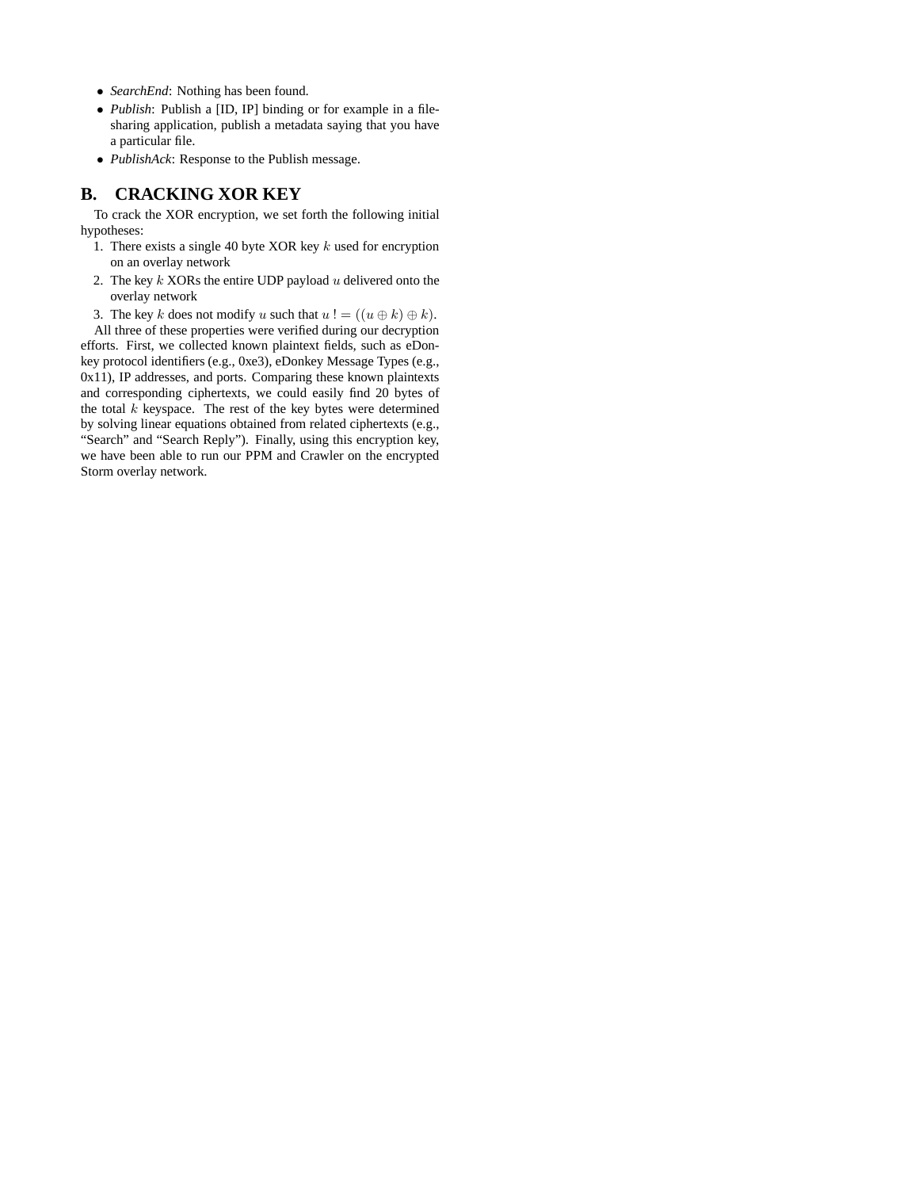- *SearchEnd*: Nothing has been found.
- *Publish*: Publish a [ID, IP] binding or for example in a file-sharing application, publish a metadata saying that you have a particular file.
- *PublishAck*: Response to the Publish message.

## B. CRACKING XOR KEY

To crack the XOR encryption, we set forth the following initial hypotheses:

1. There exists a single 40 byte XOR key $k$ used for encryption on an overlay network
2. The key $k$ XORs the entire UDP payload $u$ delivered onto the overlay network
3. The key $k$ does not modify $u$ such that $u \mathrel{!}= ((u \oplus k) \oplus k)$.

All three of these properties were verified during our decryption efforts. First, we collected known plaintext fields, such as eDonkey protocol identifiers (e.g., 0xe3), eDonkey Message Types (e.g., 0x11), IP addresses, and ports. Comparing these known plaintexts and corresponding ciphertexts, we could easily find 20 bytes of the total $k$ keyspace. The rest of the key bytes were determined by solving linear equations obtained from related ciphertexts (e.g., “Search” and “Search Reply”). Finally, using this encryption key, we have been able to run our PPM and Crawler on the encrypted Storm overlay network.